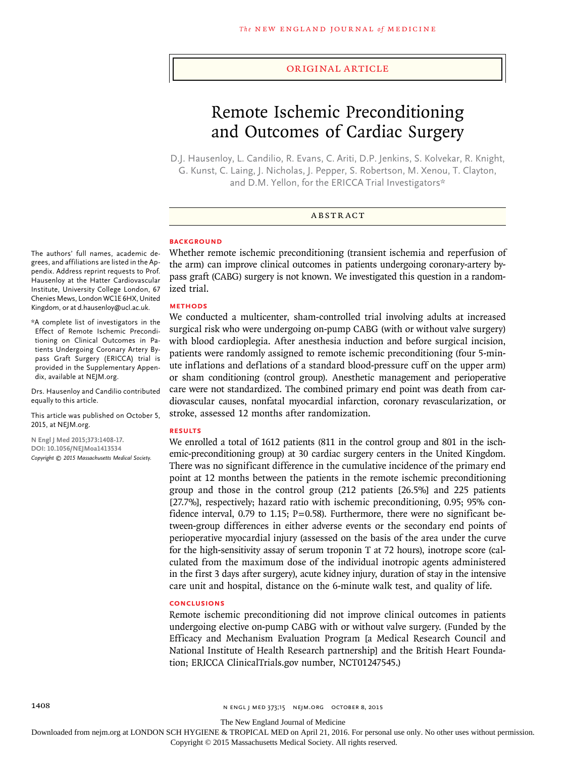ORIGINAL ARTICLE

# Remote Ischemic Preconditioning and Outcomes of Cardiac Surgery

D.J. Hausenloy, L. Candilio, R. Evans, C. Ariti, D.P. Jenkins, S. Kolvekar, R. Knight, G. Kunst, C. Laing, J. Nicholas, J. Pepper, S. Robertson, M. Xenou, T. Clayton, and D.M. Yellon, for the ERICCA Trial Investigators*

## ABSTRACT

### BACKGROUND

Whether remote ischemic preconditioning (transient ischemia and reperfusion of the arm) can improve clinical outcomes in patients undergoing coronary-artery bypass graft (CABG) surgery is not known. We investigated this question in a randomized trial.

### METHODS

We conducted a multicenter, sham-controlled trial involving adults at increased surgical risk who were undergoing on-pump CABG (with or without valve surgery) with blood cardioplegia. After anesthesia induction and before surgical incision, patients were randomly assigned to remote ischemic preconditioning (four 5-minute inflations and deflations of a standard blood-pressure cuff on the upper arm) or sham conditioning (control group). Anesthetic management and perioperative care were not standardized. The combined primary end point was death from cardiovascular causes, nonfatal myocardial infarction, coronary revascularization, or stroke, assessed 12 months after randomization.

### RESULTS

We enrolled a total of 1612 patients (811 in the control group and 801 in the ischemic-preconditioning group) at 30 cardiac surgery centers in the United Kingdom. There was no significant difference in the cumulative incidence of the primary end point at 12 months between the patients in the remote ischemic preconditioning group and those in the control group (212 patients [26.5%] and 225 patients [27.7%], respectively; hazard ratio with ischemic preconditioning, 0.95; 95% confidence interval, 0.79 to 1.15; P=0.58). Furthermore, there were no significant between-group differences in either adverse events or the secondary end points of perioperative myocardial injury (assessed on the basis of the area under the curve for the high-sensitivity assay of serum troponin T at 72 hours), inotrope score (calculated from the maximum dose of the individual inotropic agents administered in the first 3 days after surgery), acute kidney injury, duration of stay in the intensive care unit and hospital, distance on the 6-minute walk test, and quality of life.

### CONCLUSIONS

Remote ischemic preconditioning did not improve clinical outcomes in patients undergoing elective on-pump CABG with or without valve surgery. (Funded by the Efficacy and Mechanism Evaluation Program [a Medical Research Council and National Institute of Health Research partnership] and the British Heart Foundation; ERICCA ClinicalTrials.gov number, NCT01247545.)

The authors' full names, academic degrees, and affiliations are listed in the Appendix. Address reprint requests to Prof. Hausenloy at the Hatter Cardiovascular Institute, University College London, 67 Chenies Mews, London WC1E 6HX, United Kingdom, or at d.hausenloy@ucl.ac.uk.

*A complete list of investigators in the Effect of Remote Ischemic Preconditioning on Clinical Outcomes in Patients Undergoing Coronary Artery Bypass Graft Surgery (ERICCA) trial is provided in the Supplementary Appendix, available at NEJM.org.

Drs. Hausenloy and Candilio contributed equally to this article.

This article was published on October 5, 2015, at NEJM.org.

N Engl J Med 2015;373:1408-17.
DOI: 10.1056/NEJMoa1413534
*Copyright © 2015 Massachusetts Medical Society.*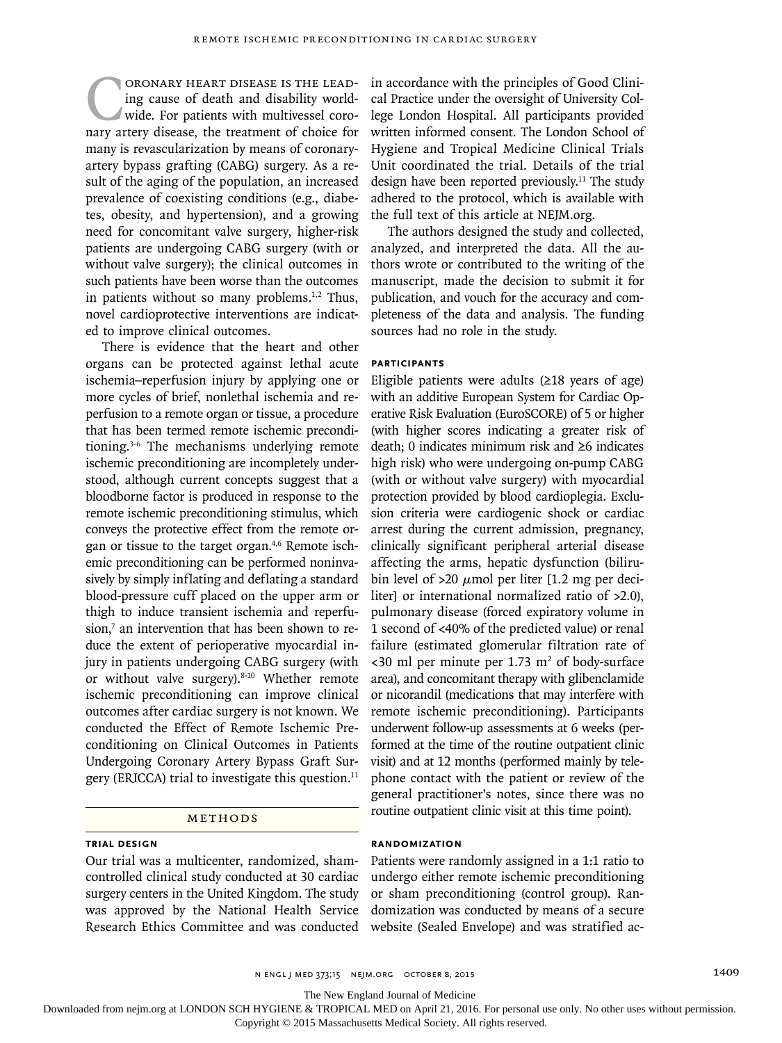Coronary heart disease is the leading cause of death and disability worldwide. For patients with multivessel coronary artery disease, the treatment of choice for many is revascularization by means of coronary-artery bypass grafting (CABG) surgery. As a result of the aging of the population, an increased prevalence of coexisting conditions (e.g., diabetes, obesity, and hypertension), and a growing need for concomitant valve surgery, higher-risk patients are undergoing CABG surgery (with or without valve surgery); the clinical outcomes in such patients have been worse than the outcomes in patients without so many problems.[1,2] Thus, novel cardioprotective interventions are indicated to improve clinical outcomes.

There is evidence that the heart and other organs can be protected against lethal acute ischemia–reperfusion injury by applying one or more cycles of brief, nonlethal ischemia and reperfusion to a remote organ or tissue, a procedure that has been termed remote ischemic preconditioning.[3-6] The mechanisms underlying remote ischemic preconditioning are incompletely understood, although current concepts suggest that a bloodborne factor is produced in response to the remote ischemic preconditioning stimulus, which conveys the protective effect from the remote organ or tissue to the target organ.[4,6] Remote ischemic preconditioning can be performed noninvasively by simply inflating and deflating a standard blood-pressure cuff placed on the upper arm or thigh to induce transient ischemia and reperfusion,[7] an intervention that has been shown to reduce the extent of perioperative myocardial injury in patients undergoing CABG surgery (with or without valve surgery).[8-10] Whether remote ischemic preconditioning can improve clinical outcomes after cardiac surgery is not known. We conducted the Effect of Remote Ischemic Preconditioning on Clinical Outcomes in Patients Undergoing Coronary Artery Bypass Graft Surgery (ERICCA) trial to investigate this question.[11]

## Methods

### Trial Design

Our trial was a multicenter, randomized, sham-controlled clinical study conducted at 30 cardiac surgery centers in the United Kingdom. The study was approved by the National Health Service Research Ethics Committee and was conducted in accordance with the principles of Good Clinical Practice under the oversight of University College London Hospital. All participants provided written informed consent. The London School of Hygiene and Tropical Medicine Clinical Trials Unit coordinated the trial. Details of the trial design have been reported previously.[11] The study adhered to the protocol, which is available with the full text of this article at NEJM.org.

The authors designed the study and collected, analyzed, and interpreted the data. All the authors wrote or contributed to the writing of the manuscript, made the decision to submit it for publication, and vouch for the accuracy and completeness of the data and analysis. The funding sources had no role in the study.

### Participants

Eligible patients were adults (≥18 years of age) with an additive European System for Cardiac Operative Risk Evaluation (EuroSCORE) of 5 or higher (with higher scores indicating a greater risk of death; 0 indicates minimum risk and ≥6 indicates high risk) who were undergoing on-pump CABG (with or without valve surgery) with myocardial protection provided by blood cardioplegia. Exclusion criteria were cardiogenic shock or cardiac arrest during the current admission, pregnancy, clinically significant peripheral arterial disease affecting the arms, hepatic dysfunction (bilirubin level of >20 $\mu$mol per liter [1.2 mg per deciliter] or international normalized ratio of >2.0), pulmonary disease (forced expiratory volume in 1 second of <40% of the predicted value) or renal failure (estimated glomerular filtration rate of <30 ml per minute per 1.73 $m^2$ of body-surface area), and concomitant therapy with glibenclamide or nicorandil (medications that may interfere with remote ischemic preconditioning). Participants underwent follow-up assessments at 6 weeks (performed at the time of the routine outpatient clinic visit) and at 12 months (performed mainly by telephone contact with the patient or review of the general practitioner's notes, since there was no routine outpatient clinic visit at this time point).

### Randomization

Patients were randomly assigned in a 1:1 ratio to undergo either remote ischemic preconditioning or sham preconditioning (control group). Randomization was conducted by means of a secure website (Sealed Envelope) and was stratified ac-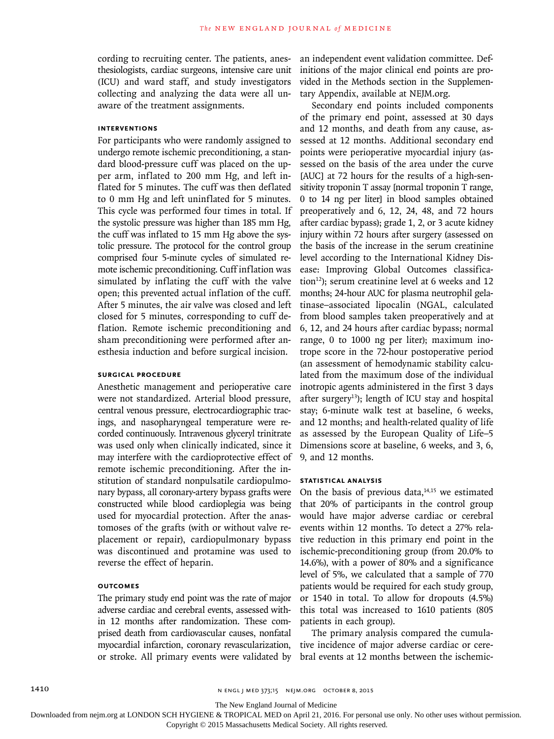cording to recruiting center. The patients, anesthesiologists, cardiac surgeons, intensive care unit (ICU) and ward staff, and study investigators collecting and analyzing the data were all unaware of the treatment assignments.

### Interventions

For participants who were randomly assigned to undergo remote ischemic preconditioning, a standard blood-pressure cuff was placed on the upper arm, inflated to 200 mm Hg, and left inflated for 5 minutes. The cuff was then deflated to 0 mm Hg and left uninflated for 5 minutes. This cycle was performed four times in total. If the systolic pressure was higher than 185 mm Hg, the cuff was inflated to 15 mm Hg above the systolic pressure. The protocol for the control group comprised four 5-minute cycles of simulated remote ischemic preconditioning. Cuff inflation was simulated by inflating the cuff with the valve open; this prevented actual inflation of the cuff. After 5 minutes, the air valve was closed and left closed for 5 minutes, corresponding to cuff deflation. Remote ischemic preconditioning and sham preconditioning were performed after anesthesia induction and before surgical incision.

### Surgical Procedure

Anesthetic management and perioperative care were not standardized. Arterial blood pressure, central venous pressure, electrocardiographic tracings, and nasopharyngeal temperature were recorded continuously. Intravenous glyceryl trinitrate was used only when clinically indicated, since it may interfere with the cardioprotective effect of remote ischemic preconditioning. After the institution of standard nonpulsatile cardiopulmonary bypass, all coronary-artery bypass grafts were constructed while blood cardioplegia was being used for myocardial protection. After the anastomoses of the grafts (with or without valve replacement or repair), cardiopulmonary bypass was discontinued and protamine was used to reverse the effect of heparin.

### Outcomes

The primary study end point was the rate of major adverse cardiac and cerebral events, assessed within 12 months after randomization. These comprised death from cardiovascular causes, nonfatal myocardial infarction, coronary revascularization, or stroke. All primary events were validated by an independent event validation committee. Definitions of the major clinical end points are provided in the Methods section in the Supplementary Appendix, available at NEJM.org.

Secondary end points included components of the primary end point, assessed at 30 days and 12 months, and death from any cause, assessed at 12 months. Additional secondary end points were perioperative myocardial injury (assessed on the basis of the area under the curve [AUC] at 72 hours for the results of a high-sensitivity troponin T assay [normal troponin T range, 0 to 14 ng per liter] in blood samples obtained preoperatively and 6, 12, 24, 48, and 72 hours after cardiac bypass); grade 1, 2, or 3 acute kidney injury within 72 hours after surgery (assessed on the basis of the increase in the serum creatinine level according to the International Kidney Disease: Improving Global Outcomes classification[12]); serum creatinine level at 6 weeks and 12 months; 24-hour AUC for plasma neutrophil gelatinase–associated lipocalin (NGAL, calculated from blood samples taken preoperatively and at 6, 12, and 24 hours after cardiac bypass; normal range, 0 to 1000 ng per liter); maximum inotrope score in the 72-hour postoperative period (an assessment of hemodynamic stability calculated from the maximum dose of the individual inotropic agents administered in the first 3 days after surgery[13]); length of ICU stay and hospital stay; 6-minute walk test at baseline, 6 weeks, and 12 months; and health-related quality of life as assessed by the European Quality of Life–5 Dimensions score at baseline, 6 weeks, and 3, 6, 9, and 12 months.

### Statistical Analysis

On the basis of previous data,[14,15] we estimated that 20% of participants in the control group would have major adverse cardiac or cerebral events within 12 months. To detect a 27% relative reduction in this primary end point in the ischemic-preconditioning group (from 20.0% to 14.6%), with a power of 80% and a significance level of 5%, we calculated that a sample of 770 patients would be required for each study group, or 1540 in total. To allow for dropouts (4.5%) this total was increased to 1610 patients (805 patients in each group).

The primary analysis compared the cumulative incidence of major adverse cardiac or cerebral events at 12 months between the ischemic-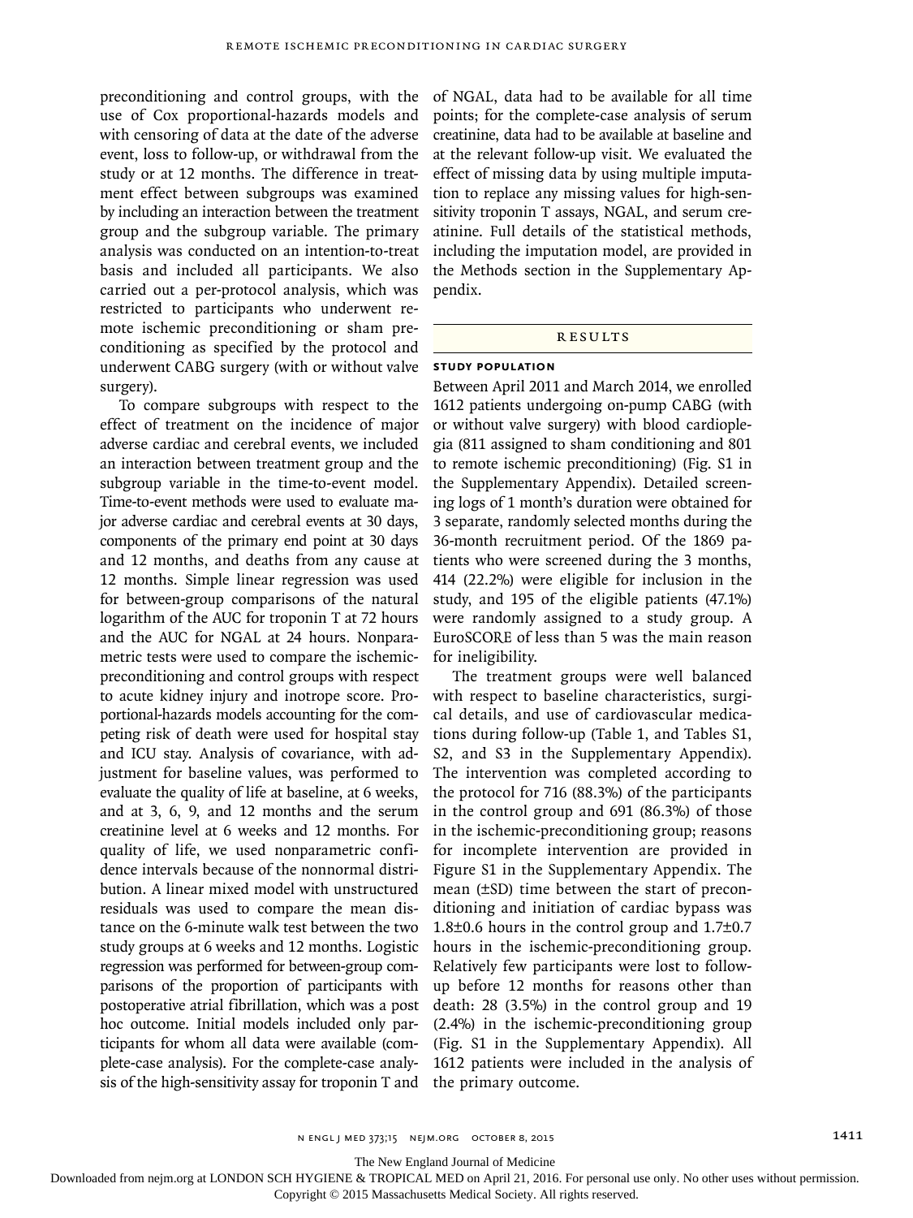preconditioning and control groups, with the use of Cox proportional-hazards models and with censoring of data at the date of the adverse event, loss to follow-up, or withdrawal from the study or at 12 months. The difference in treatment effect between subgroups was examined by including an interaction between the treatment group and the subgroup variable. The primary analysis was conducted on an intention-to-treat basis and included all participants. We also carried out a per-protocol analysis, which was restricted to participants who underwent remote ischemic preconditioning or sham preconditioning as specified by the protocol and underwent CABG surgery (with or without valve surgery).

To compare subgroups with respect to the effect of treatment on the incidence of major adverse cardiac and cerebral events, we included an interaction between treatment group and the subgroup variable in the time-to-event model. Time-to-event methods were used to evaluate major adverse cardiac and cerebral events at 30 days, components of the primary end point at 30 days and 12 months, and deaths from any cause at 12 months. Simple linear regression was used for between-group comparisons of the natural logarithm of the AUC for troponin T at 72 hours and the AUC for NGAL at 24 hours. Nonparametric tests were used to compare the ischemic-preconditioning and control groups with respect to acute kidney injury and inotrope score. Proportional-hazards models accounting for the competing risk of death were used for hospital stay and ICU stay. Analysis of covariance, with adjustment for baseline values, was performed to evaluate the quality of life at baseline, at 6 weeks, and at 3, 6, 9, and 12 months and the serum creatinine level at 6 weeks and 12 months. For quality of life, we used nonparametric confidence intervals because of the nonnormal distribution. A linear mixed model with unstructured residuals was used to compare the mean distance on the 6-minute walk test between the two study groups at 6 weeks and 12 months. Logistic regression was performed for between-group comparisons of the proportion of participants with postoperative atrial fibrillation, which was a post hoc outcome. Initial models included only participants for whom all data were available (complete-case analysis). For the complete-case analysis of the high-sensitivity assay for troponin T and of NGAL, data had to be available for all time points; for the complete-case analysis of serum creatinine, data had to be available at baseline and at the relevant follow-up visit. We evaluated the effect of missing data by using multiple imputation to replace any missing values for high-sensitivity troponin T assays, NGAL, and serum creatinine. Full details of the statistical methods, including the imputation model, are provided in the Methods section in the Supplementary Appendix.

## RESULTS

### STUDY POPULATION

Between April 2011 and March 2014, we enrolled 1612 patients undergoing on-pump CABG (with or without valve surgery) with blood cardioplegia (811 assigned to sham conditioning and 801 to remote ischemic preconditioning) (Fig. S1 in the Supplementary Appendix). Detailed screening logs of 1 month's duration were obtained for 3 separate, randomly selected months during the 36-month recruitment period. Of the 1869 patients who were screened during the 3 months, 414 (22.2%) were eligible for inclusion in the study, and 195 of the eligible patients (47.1%) were randomly assigned to a study group. A EuroSCORE of less than 5 was the main reason for ineligibility.

The treatment groups were well balanced with respect to baseline characteristics, surgical details, and use of cardiovascular medications during follow-up (Table 1, and Tables S1, S2, and S3 in the Supplementary Appendix). The intervention was completed according to the protocol for 716 (88.3%) of the participants in the control group and 691 (86.3%) of those in the ischemic-preconditioning group; reasons for incomplete intervention are provided in Figure S1 in the Supplementary Appendix. The mean (±SD) time between the start of preconditioning and initiation of cardiac bypass was 1.8±0.6 hours in the control group and 1.7±0.7 hours in the ischemic-preconditioning group. Relatively few participants were lost to follow-up before 12 months for reasons other than death: 28 (3.5%) in the control group and 19 (2.4%) in the ischemic-preconditioning group (Fig. S1 in the Supplementary Appendix). All 1612 patients were included in the analysis of the primary outcome.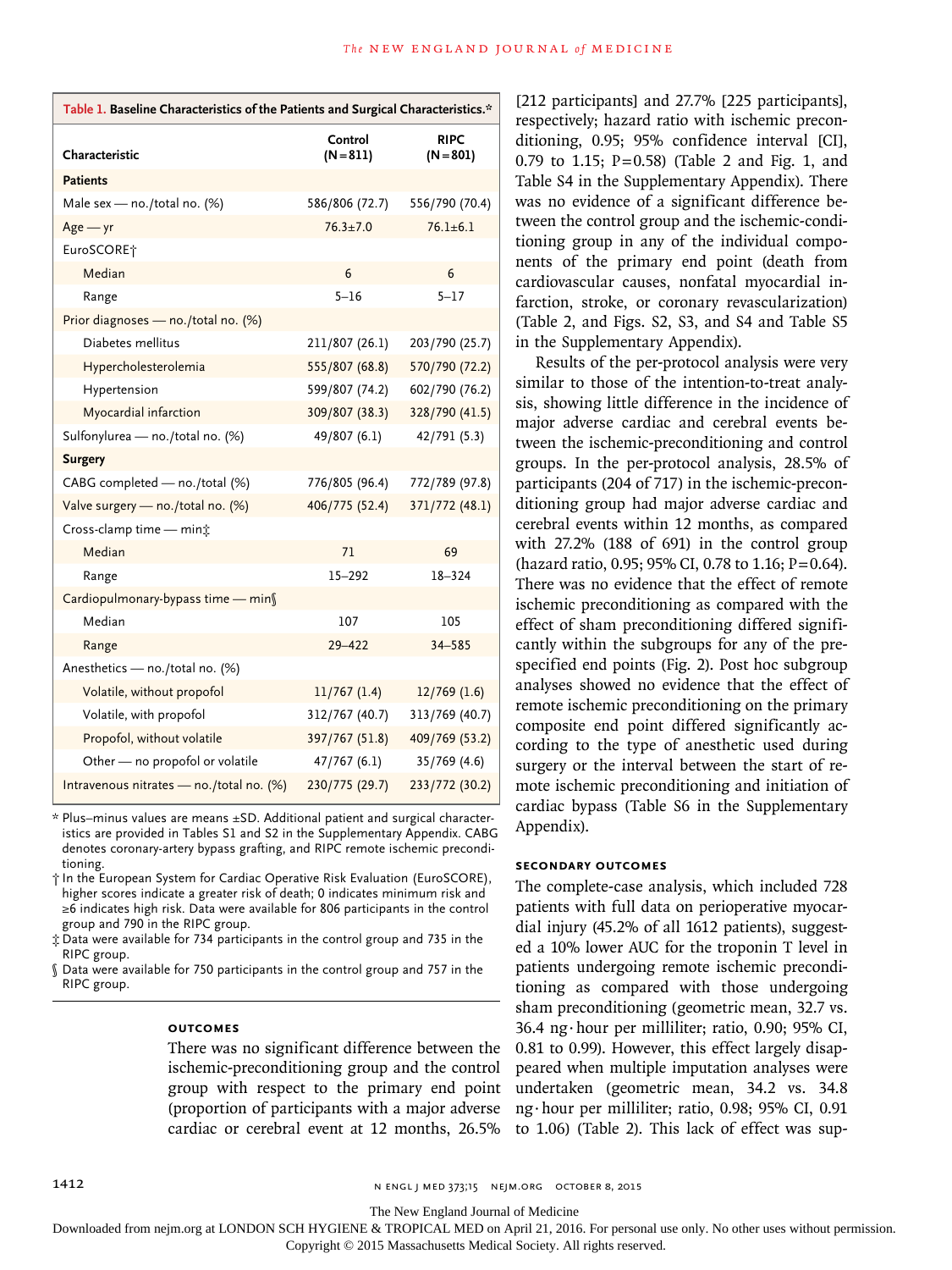**Table 1. Baseline Characteristics of the Patients and Surgical Characteristics.***

| Characteristic | Control (N=811) | RIPC (N=801) |
| --- | --- | --- |
| **Patients** | | |
| Male sex — no./total no. (%) | 586/806 (72.7) | 556/790 (70.4) |
| Age — yr | 76.3±7.0 | 76.1±6.1 |
| EuroSCORE† | | |
| Median | 6 | 6 |
| Range | 5–16 | 5–17 |
| Prior diagnoses — no./total no. (%) | | |
| Diabetes mellitus | 211/807 (26.1) | 203/790 (25.7) |
| Hypercholesterolemia | 555/807 (68.8) | 570/790 (72.2) |
| Hypertension | 599/807 (74.2) | 602/790 (76.2) |
| Myocardial infarction | 309/807 (38.3) | 328/790 (41.5) |
| Sulfonylurea — no./total no. (%) | 49/807 (6.1) | 42/791 (5.3) |
| **Surgery** | | |
| CABG completed — no./total (%) | 776/805 (96.4) | 772/789 (97.8) |
| Valve surgery — no./total no. (%) | 406/775 (52.4) | 371/772 (48.1) |
| Cross-clamp time — min‡ | | |
| Median | 71 | 69 |
| Range | 15–292 | 18–324 |
| Cardiopulmonary-bypass time — min§ | | |
| Median | 107 | 105 |
| Range | 29–422 | 34–585 |
| Anesthetics — no./total no. (%) | | |
| Volatile, without propofol | 11/767 (1.4) | 12/769 (1.6) |
| Volatile, with propofol | 312/767 (40.7) | 313/769 (40.7) |
| Propofol, without volatile | 397/767 (51.8) | 409/769 (53.2) |
| Other — no propofol or volatile | 47/767 (6.1) | 35/769 (4.6) |
| Intravenous nitrates — no./total no. (%) | 230/775 (29.7) | 233/772 (30.2) |

\* Plus–minus values are means ±SD. Additional patient and surgical characteristics are provided in Tables S1 and S2 in the Supplementary Appendix. CABG denotes coronary-artery bypass grafting, and RIPC remote ischemic preconditioning.

† In the European System for Cardiac Operative Risk Evaluation (EuroSCORE), higher scores indicate a greater risk of death; 0 indicates minimum risk and ≥6 indicates high risk. Data were available for 806 participants in the control group and 790 in the RIPC group.

‡ Data were available for 734 participants in the control group and 735 in the RIPC group.

§ Data were available for 750 participants in the control group and 757 in the RIPC group.

### OUTCOMES

There was no significant difference between the ischemic-preconditioning group and the control group with respect to the primary end point (proportion of participants with a major adverse cardiac or cerebral event at 12 months, 26.5% [212 participants] and 27.7% [225 participants], respectively; hazard ratio with ischemic preconditioning, 0.95; 95% confidence interval [CI], 0.79 to 1.15; P=0.58) (Table 2 and Fig. 1, and Table S4 in the Supplementary Appendix). There was no evidence of a significant difference between the control group and the ischemic-conditioning group in any of the individual components of the primary end point (death from cardiovascular causes, nonfatal myocardial infarction, stroke, or coronary revascularization) (Table 2, and Figs. S2, S3, and S4 and Table S5 in the Supplementary Appendix).

Results of the per-protocol analysis were very similar to those of the intention-to-treat analysis, showing little difference in the incidence of major adverse cardiac and cerebral events between the ischemic-preconditioning and control groups. In the per-protocol analysis, 28.5% of participants (204 of 717) in the ischemic-preconditioning group had major adverse cardiac and cerebral events within 12 months, as compared with 27.2% (188 of 691) in the control group (hazard ratio, 0.95; 95% CI, 0.78 to 1.16; P=0.64). There was no evidence that the effect of remote ischemic preconditioning as compared with the effect of sham preconditioning differed significantly within the subgroups for any of the prespecified end points (Fig. 2). Post hoc subgroup analyses showed no evidence that the effect of remote ischemic preconditioning on the primary composite end point differed significantly according to the type of anesthetic used during surgery or the interval between the start of remote ischemic preconditioning and initiation of cardiac bypass (Table S6 in the Supplementary Appendix).

### SECONDARY OUTCOMES

The complete-case analysis, which included 728 patients with full data on perioperative myocardial injury (45.2% of all 1612 patients), suggested a 10% lower AUC for the troponin T level in patients undergoing remote ischemic preconditioning as compared with those undergoing sham preconditioning (geometric mean, 32.7 vs. 36.4 ng·hour per milliliter; ratio, 0.90; 95% CI, 0.81 to 0.99). However, this effect largely disappeared when multiple imputation analyses were undertaken (geometric mean, 34.2 vs. 34.8 ng·hour per milliliter; ratio, 0.98; 95% CI, 0.91 to 1.06) (Table 2). This lack of effect was sup-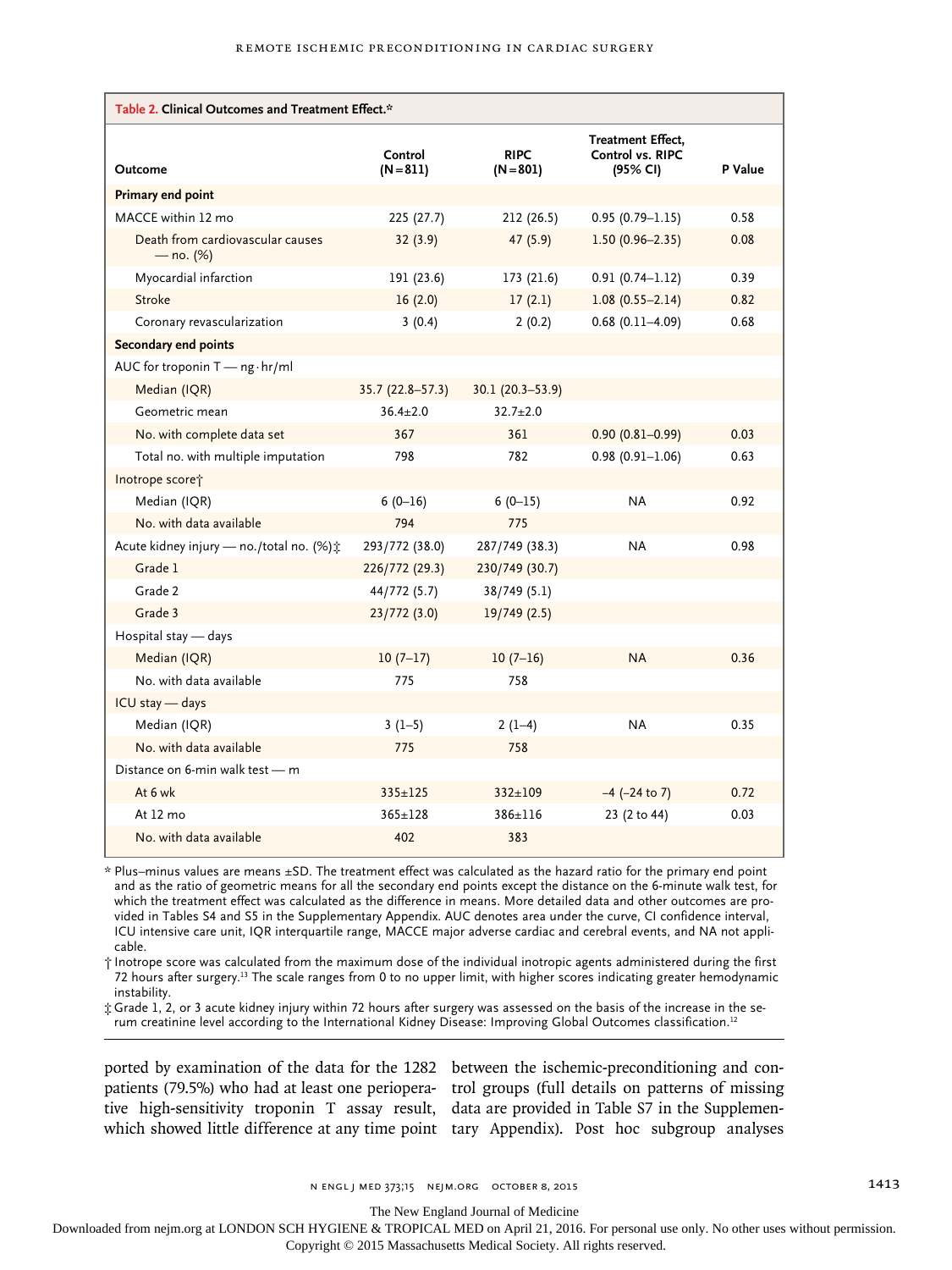**Table 2. Clinical Outcomes and Treatment Effect.***

| Outcome | Control (N=811) | RIPC (N=801) | Treatment Effect, Control vs. RIPC (95% CI) | P Value |
|---|---|---|---|---|
| **Primary end point** | | | | |
| MACCE within 12 mo | 225 (27.7) | 212 (26.5) | 0.95 (0.79–1.15) | 0.58 |
| Death from cardiovascular causes — no. (%) | 32 (3.9) | 47 (5.9) | 1.50 (0.96–2.35) | 0.08 |
| Myocardial infarction | 191 (23.6) | 173 (21.6) | 0.91 (0.74–1.12) | 0.39 |
| Stroke | 16 (2.0) | 17 (2.1) | 1.08 (0.55–2.14) | 0.82 |
| Coronary revascularization | 3 (0.4) | 2 (0.2) | 0.68 (0.11–4.09) | 0.68 |
| **Secondary end points** | | | | |
| AUC for troponin T — ng·hr/ml | | | | |
| Median (IQR) | 35.7 (22.8–57.3) | 30.1 (20.3–53.9) | | |
| Geometric mean | 36.4±2.0 | 32.7±2.0 | | |
| No. with complete data set | 367 | 361 | 0.90 (0.81–0.99) | 0.03 |
| Total no. with multiple imputation | 798 | 782 | 0.98 (0.91–1.06) | 0.63 |
| Inotrope score† | | | | |
| Median (IQR) | 6 (0–16) | 6 (0–15) | NA | 0.92 |
| No. with data available | 794 | 775 | | |
| Acute kidney injury — no./total no. (%)‡ | 293/772 (38.0) | 287/749 (38.3) | NA | 0.98 |
| Grade 1 | 226/772 (29.3) | 230/749 (30.7) | | |
| Grade 2 | 44/772 (5.7) | 38/749 (5.1) | | |
| Grade 3 | 23/772 (3.0) | 19/749 (2.5) | | |
| Hospital stay — days | | | | |
| Median (IQR) | 10 (7–17) | 10 (7–16) | NA | 0.36 |
| No. with data available | 775 | 758 | | |
| ICU stay — days | | | | |
| Median (IQR) | 3 (1–5) | 2 (1–4) | NA | 0.35 |
| No. with data available | 775 | 758 | | |
| Distance on 6-min walk test — m | | | | |
| At 6 wk | 335±125 | 332±109 | −4 (−24 to 7) | 0.72 |
| At 12 mo | 365±128 | 386±116 | 23 (2 to 44) | 0.03 |
| No. with data available | 402 | 383 | | |

\* Plus–minus values are means ±SD. The treatment effect was calculated as the hazard ratio for the primary end point and as the ratio of geometric means for all the secondary end points except the distance on the 6-minute walk test, for which the treatment effect was calculated as the difference in means. More detailed data and other outcomes are provided in Tables S4 and S5 in the Supplementary Appendix. AUC denotes area under the curve, CI confidence interval, ICU intensive care unit, IQR interquartile range, MACCE major adverse cardiac and cerebral events, and NA not applicable.

† Inotrope score was calculated from the maximum dose of the individual inotropic agents administered during the first 72 hours after surgery.[13] The scale ranges from 0 to no upper limit, with higher scores indicating greater hemodynamic instability.

‡ Grade 1, 2, or 3 acute kidney injury within 72 hours after surgery was assessed on the basis of the increase in the serum creatinine level according to the International Kidney Disease: Improving Global Outcomes classification.[12]

ported by examination of the data for the 1282 patients (79.5%) who had at least one perioperative high-sensitivity troponin T assay result, which showed little difference at any time point between the ischemic-preconditioning and control groups (full details on patterns of missing data are provided in Table S7 in the Supplementary Appendix). Post hoc subgroup analyses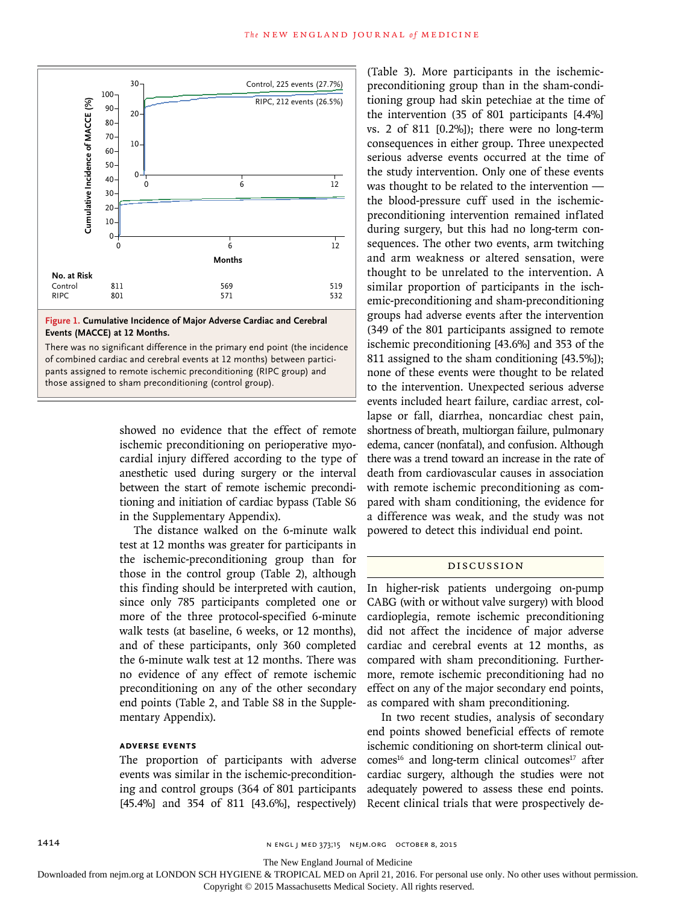Control, 225 events (27.7%)

RIPC, 212 events (26.5%)

Cumulative Incidence of MACCE (%)

30
20
10
0
0 6 12

100
90
80
70
60
50
40
30
20
10
0
0 6 12

Months

No. at Risk

Control 811 569 519

RIPC 801 571 532

**Figure 1. Cumulative Incidence of Major Adverse Cardiac and Cerebral Events (MACCE) at 12 Months.**

There was no significant difference in the primary end point (the incidence of combined cardiac and cerebral events at 12 months) between participants assigned to remote ischemic preconditioning (RIPC group) and those assigned to sham preconditioning (control group).

showed no evidence that the effect of remote ischemic preconditioning on perioperative myocardial injury differed according to the type of anesthetic used during surgery or the interval between the start of remote ischemic preconditioning and initiation of cardiac bypass (Table S6 in the Supplementary Appendix).

The distance walked on the 6-minute walk test at 12 months was greater for participants in the ischemic-preconditioning group than for those in the control group (Table 2), although this finding should be interpreted with caution, since only 785 participants completed one or more of the three protocol-specified 6-minute walk tests (at baseline, 6 weeks, or 12 months), and of these participants, only 360 completed the 6-minute walk test at 12 months. There was no evidence of any effect of remote ischemic preconditioning on any of the other secondary end points (Table 2, and Table S8 in the Supplementary Appendix).

### ADVERSE EVENTS

The proportion of participants with adverse events was similar in the ischemic-preconditioning and control groups (364 of 801 participants [45.4%] and 354 of 811 [43.6%], respectively) (Table 3). More participants in the ischemic-preconditioning group than in the sham-conditioning group had skin petechiae at the time of the intervention (35 of 801 participants [4.4%] vs. 2 of 811 [0.2%]); there were no long-term consequences in either group. Three unexpected serious adverse events occurred at the time of the study intervention. Only one of these events was thought to be related to the intervention — the blood-pressure cuff used in the ischemic-preconditioning intervention remained inflated during surgery, but this had no long-term consequences. The other two events, arm twitching and arm weakness or altered sensation, were thought to be unrelated to the intervention. A similar proportion of participants in the ischemic-preconditioning and sham-preconditioning groups had adverse events after the intervention (349 of the 801 participants assigned to remote ischemic preconditioning [43.6%] and 353 of the 811 assigned to the sham conditioning [43.5%]); none of these events were thought to be related to the intervention. Unexpected serious adverse events included heart failure, cardiac arrest, collapse or fall, diarrhea, noncardiac chest pain, shortness of breath, multiorgan failure, pulmonary edema, cancer (nonfatal), and confusion. Although there was a trend toward an increase in the rate of death from cardiovascular causes in association with remote ischemic preconditioning as compared with sham conditioning, the evidence for a difference was weak, and the study was not powered to detect this individual end point.

## DISCUSSION

In higher-risk patients undergoing on-pump CABG (with or without valve surgery) with blood cardioplegia, remote ischemic preconditioning did not affect the incidence of major adverse cardiac and cerebral events at 12 months, as compared with sham preconditioning. Furthermore, remote ischemic preconditioning had no effect on any of the major secondary end points, as compared with sham preconditioning.

In two recent studies, analysis of secondary end points showed beneficial effects of remote ischemic conditioning on short-term clinical outcomes[16] and long-term clinical outcomes[17] after cardiac surgery, although the studies were not adequately powered to assess these end points. Recent clinical trials that were prospectively de-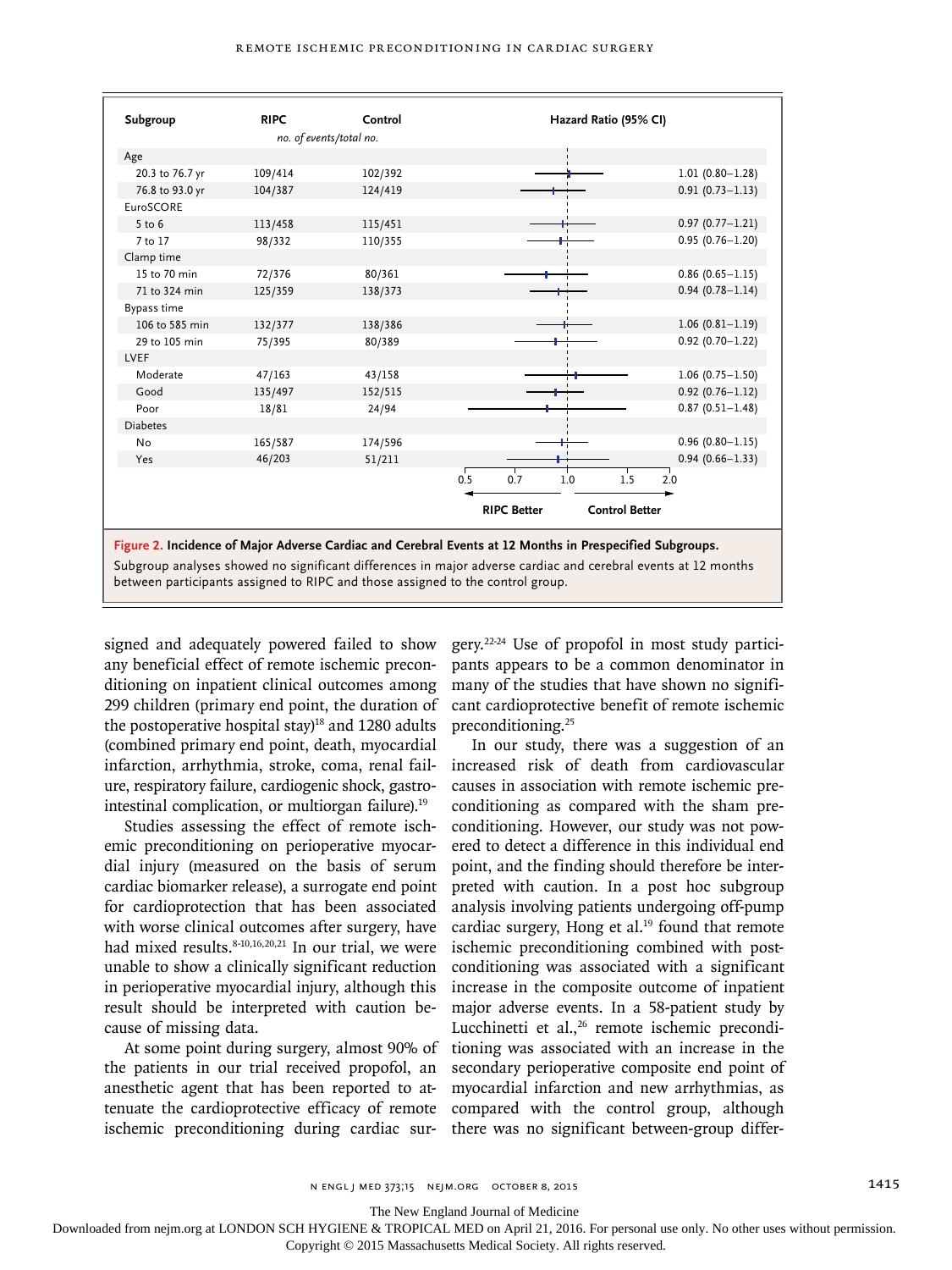Subgroup
RIPC
Control
no. of events/total no.
Hazard Ratio (95% CI)

Age
20.3 to 76.7 yr 109/414 102/392 1.01 (0.80–1.28)
76.8 to 93.0 yr 104/387 124/419 0.91 (0.73–1.13)
EuroSCORE
5 to 6 113/458 115/451 0.97 (0.77–1.21)
7 to 17 98/332 110/355 0.95 (0.76–1.20)
Clamp time
15 to 70 min 72/376 80/361 0.86 (0.65–1.15)
71 to 324 min 125/359 138/373 0.94 (0.78–1.14)
Bypass time
106 to 585 min 132/377 138/386 1.06 (0.81–1.19)
29 to 105 min 75/395 80/389 0.92 (0.70–1.22)
LVEF
Moderate 47/163 43/158 1.06 (0.75–1.50)
Good 135/497 152/515 0.92 (0.76–1.12)
Poor 18/81 24/94 0.87 (0.51–1.48)
Diabetes
No 165/587 174/596 0.96 (0.80–1.15)
Yes 46/203 51/211 0.94 (0.66–1.33)

0.5 0.7 1.0 1.5 2.0
RIPC Better
Control Better

**Figure 2. Incidence of Major Adverse Cardiac and Cerebral Events at 12 Months in Prespecified Subgroups.**
Subgroup analyses showed no significant differences in major adverse cardiac and cerebral events at 12 months between participants assigned to RIPC and those assigned to the control group.

signed and adequately powered failed to show any beneficial effect of remote ischemic preconditioning on inpatient clinical outcomes among 299 children (primary end point, the duration of the postoperative hospital stay)[18] and 1280 adults (combined primary end point, death, myocardial infarction, arrhythmia, stroke, coma, renal failure, respiratory failure, cardiogenic shock, gastrointestinal complication, or multiorgan failure).[19]

Studies assessing the effect of remote ischemic preconditioning on perioperative myocardial injury (measured on the basis of serum cardiac biomarker release), a surrogate end point for cardioprotection that has been associated with worse clinical outcomes after surgery, have had mixed results.[8-10,16,20,21] In our trial, we were unable to show a clinically significant reduction in perioperative myocardial injury, although this result should be interpreted with caution because of missing data.

At some point during surgery, almost 90% of the patients in our trial received propofol, an anesthetic agent that has been reported to attenuate the cardioprotective efficacy of remote ischemic preconditioning during cardiac surgery.[22-24] Use of propofol in most study participants appears to be a common denominator in many of the studies that have shown no significant cardioprotective benefit of remote ischemic preconditioning.[25]

In our study, there was a suggestion of an increased risk of death from cardiovascular causes in association with remote ischemic preconditioning as compared with the sham preconditioning. However, our study was not powered to detect a difference in this individual end point, and the finding should therefore be interpreted with caution. In a post hoc subgroup analysis involving patients undergoing off-pump cardiac surgery, Hong et al.[19] found that remote ischemic preconditioning combined with postconditioning was associated with a significant increase in the composite outcome of inpatient major adverse events. In a 58-patient study by Lucchinetti et al.,[26] remote ischemic preconditioning was associated with an increase in the secondary perioperative composite end point of myocardial infarction and new arrhythmias, as compared with the control group, although there was no significant between-group differ-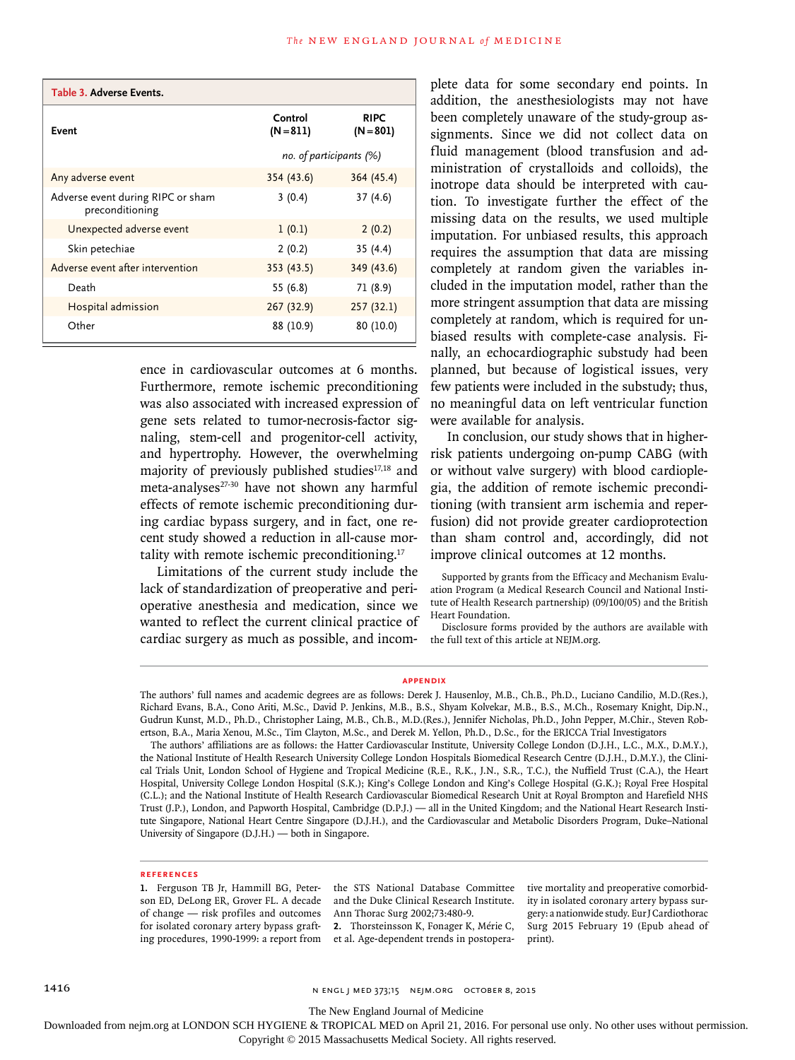**Table 3. Adverse Events.**

| Event | Control (N=811) | RIPC (N=801) |
|---|---|---|
| | *no. of participants (%)* | |
| Any adverse event | 354 (43.6) | 364 (45.4) |
| Adverse event during RIPC or sham preconditioning | 3 (0.4) | 37 (4.6) |
| Unexpected adverse event | 1 (0.1) | 2 (0.2) |
| Skin petechiae | 2 (0.2) | 35 (4.4) |
| Adverse event after intervention | 353 (43.5) | 349 (43.6) |
| Death | 55 (6.8) | 71 (8.9) |
| Hospital admission | 267 (32.9) | 257 (32.1) |
| Other | 88 (10.9) | 80 (10.0) |

ence in cardiovascular outcomes at 6 months. Furthermore, remote ischemic preconditioning was also associated with increased expression of gene sets related to tumor-necrosis-factor signaling, stem-cell and progenitor-cell activity, and hypertrophy. However, the overwhelming majority of previously published studies[17,18] and meta-analyses[27-30] have not shown any harmful effects of remote ischemic preconditioning during cardiac bypass surgery, and in fact, one recent study showed a reduction in all-cause mortality with remote ischemic preconditioning.[17]

Limitations of the current study include the lack of standardization of preoperative and perioperative anesthesia and medication, since we wanted to reflect the current clinical practice of cardiac surgery as much as possible, and incomplete data for some secondary end points. In addition, the anesthesiologists may not have been completely unaware of the study-group assignments. Since we did not collect data on fluid management (blood transfusion and administration of crystalloids and colloids), the inotrope data should be interpreted with caution. To investigate further the effect of the missing data on the results, we used multiple imputation. For unbiased results, this approach requires the assumption that data are missing completely at random given the variables included in the imputation model, rather than the more stringent assumption that data are missing completely at random, which is required for unbiased results with complete-case analysis. Finally, an echocardiographic substudy had been planned, but because of logistical issues, very few patients were included in the substudy; thus, no meaningful data on left ventricular function were available for analysis.

In conclusion, our study shows that in higher-risk patients undergoing on-pump CABG (with or without valve surgery) with blood cardioplegia, the addition of remote ischemic preconditioning (with transient arm ischemia and reperfusion) did not provide greater cardioprotection than sham control and, accordingly, did not improve clinical outcomes at 12 months.

Supported by grants from the Efficacy and Mechanism Evaluation Program (a Medical Research Council and National Institute of Health Research partnership) (09/100/05) and the British Heart Foundation.

Disclosure forms provided by the authors are available with the full text of this article at NEJM.org.

## Appendix

The authors' full names and academic degrees are as follows: Derek J. Hausenloy, M.B., Ch.B., Ph.D., Luciano Candilio, M.D.(Res.), Richard Evans, B.A., Cono Ariti, M.Sc., David P. Jenkins, M.B., B.S., Shyam Kolvekar, M.B., B.S., M.Ch., Rosemary Knight, Dip.N., Gudrun Kunst, M.D., Ph.D., Christopher Laing, M.B., Ch.B., M.D.(Res.), Jennifer Nicholas, Ph.D., John Pepper, M.Chir., Steven Robertson, B.A., Maria Xenou, M.Sc., Tim Clayton, M.Sc., and Derek M. Yellon, Ph.D., D.Sc., for the ERICCA Trial Investigators

The authors' affiliations are as follows: the Hatter Cardiovascular Institute, University College London (D.J.H., L.C., M.X., D.M.Y.), the National Institute of Health Research University College London Hospitals Biomedical Research Centre (D.J.H., D.M.Y.), the Clinical Trials Unit, London School of Hygiene and Tropical Medicine (R.E., R.K., J.N., S.R., T.C.), the Nuffield Trust (C.A.), the Heart Hospital, University College London Hospital (S.K.); King's College London and King's College Hospital (G.K.); Royal Free Hospital (C.L.); and the National Institute of Health Research Cardiovascular Biomedical Research Unit at Royal Brompton and Harefield NHS Trust (J.P.), London, and Papworth Hospital, Cambridge (D.P.J.) — all in the United Kingdom; and the National Heart Research Institute Singapore, National Heart Centre Singapore (D.J.H.), and the Cardiovascular and Metabolic Disorders Program, Duke–National University of Singapore (D.J.H.) — both in Singapore.

## References

1. Ferguson TB Jr, Hammill BG, Peterson ED, DeLong ER, Grover FL. A decade of change — risk profiles and outcomes for isolated coronary artery bypass grafting procedures, 1990-1999: a report from the STS National Database Committee and the Duke Clinical Research Institute. Ann Thorac Surg 2002;73:480-9.
2. Thorsteinsson K, Fonager K, Mérie C, et al. Age-dependent trends in postoperative mortality and preoperative comorbidity in isolated coronary artery bypass surgery: a nationwide study. Eur J Cardiothorac Surg 2015 February 19 (Epub ahead of print).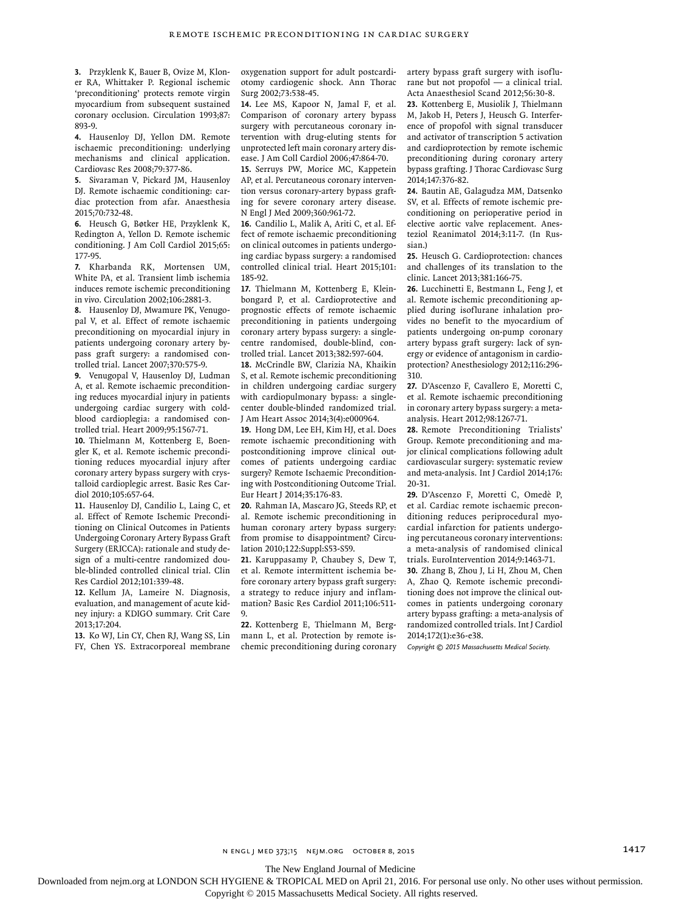3. Przyklenk K, Bauer B, Ovize M, Kloner RA, Whittaker P. Regional ischemic 'preconditioning' protects remote virgin myocardium from subsequent sustained coronary occlusion. Circulation 1993;87:893-9.

4. Hausenloy DJ, Yellon DM. Remote ischaemic preconditioning: underlying mechanisms and clinical application. Cardiovasc Res 2008;79:377-86.

5. Sivaraman V, Pickard JM, Hausenloy DJ. Remote ischaemic conditioning: cardiac protection from afar. Anaesthesia 2015;70:732-48.

6. Heusch G, Bøtker HE, Przyklenk K, Redington A, Yellon D. Remote ischemic conditioning. J Am Coll Cardiol 2015;65:177-95.

7. Kharbanda RK, Mortensen UM, White PA, et al. Transient limb ischemia induces remote ischemic preconditioning in vivo. Circulation 2002;106:2881-3.

8. Hausenloy DJ, Mwamure PK, Venugopal V, et al. Effect of remote ischaemic preconditioning on myocardial injury in patients undergoing coronary artery bypass graft surgery: a randomised controlled trial. Lancet 2007;370:575-9.

9. Venugopal V, Hausenloy DJ, Ludman A, et al. Remote ischaemic preconditioning reduces myocardial injury in patients undergoing cardiac surgery with cold-blood cardioplegia: a randomised controlled trial. Heart 2009;95:1567-71.

10. Thielmann M, Kottenberg E, Boengler K, et al. Remote ischemic preconditioning reduces myocardial injury after coronary artery bypass surgery with crystalloid cardioplegic arrest. Basic Res Cardiol 2010;105:657-64.

11. Hausenloy DJ, Candilio L, Laing C, et al. Effect of Remote Ischemic Preconditioning on Clinical Outcomes in Patients Undergoing Coronary Artery Bypass Graft Surgery (ERICCA): rationale and study design of a multi-centre randomized double-blinded controlled clinical trial. Clin Res Cardiol 2012;101:339-48.

12. Kellum JA, Lameire N. Diagnosis, evaluation, and management of acute kidney injury: a KDIGO summary. Crit Care 2013;17:204.

13. Ko WJ, Lin CY, Chen RJ, Wang SS, Lin FY, Chen YS. Extracorporeal membrane oxygenation support for adult postcardiotomy cardiogenic shock. Ann Thorac Surg 2002;73:538-45.

14. Lee MS, Kapoor N, Jamal F, et al. Comparison of coronary artery bypass surgery with percutaneous coronary intervention with drug-eluting stents for unprotected left main coronary artery disease. J Am Coll Cardiol 2006;47:864-70.

15. Serruys PW, Morice MC, Kappetein AP, et al. Percutaneous coronary intervention versus coronary-artery bypass grafting for severe coronary artery disease. N Engl J Med 2009;360:961-72.

16. Candilio L, Malik A, Ariti C, et al. Effect of remote ischaemic preconditioning on clinical outcomes in patients undergoing cardiac bypass surgery: a randomised controlled clinical trial. Heart 2015;101:185-92.

17. Thielmann M, Kottenberg E, Kleinbongard P, et al. Cardioprotective and prognostic effects of remote ischaemic preconditioning in patients undergoing coronary artery bypass surgery: a single-centre randomised, double-blind, controlled trial. Lancet 2013;382:597-604.

18. McCrindle BW, Clarizia NA, Khaikin S, et al. Remote ischemic preconditioning in children undergoing cardiac surgery with cardiopulmonary bypass: a single-center double-blinded randomized trial. J Am Heart Assoc 2014;3(4):e000964.

19. Hong DM, Lee EH, Kim HJ, et al. Does remote ischaemic preconditioning with postconditioning improve clinical outcomes of patients undergoing cardiac surgery? Remote Ischaemic Preconditioning with Postconditioning Outcome Trial. Eur Heart J 2014;35:176-83.

20. Rahman IA, Mascaro JG, Steeds RP, et al. Remote ischemic preconditioning in human coronary artery bypass surgery: from promise to disappointment? Circulation 2010;122:Suppl:S53-S59.

21. Karuppasamy P, Chaubey S, Dew T, et al. Remote intermittent ischemia before coronary artery bypass graft surgery: a strategy to reduce injury and inflammation? Basic Res Cardiol 2011;106:511-9.

22. Kottenberg E, Thielmann M, Bergmann L, et al. Protection by remote ischemic preconditioning during coronary artery bypass graft surgery with isoflurane but not propofol — a clinical trial. Acta Anaesthesiol Scand 2012;56:30-8.

23. Kottenberg E, Musiolik J, Thielmann M, Jakob H, Peters J, Heusch G. Interference of propofol with signal transducer and activator of transcription 5 activation and cardioprotection by remote ischemic preconditioning during coronary artery bypass grafting. J Thorac Cardiovasc Surg 2014;147:376-82.

24. Bautin AE, Galagudza MM, Datsenko SV, et al. Effects of remote ischemic preconditioning on perioperative period in elective aortic valve replacement. Anesteziol Reanimatol 2014;3:11-7. (In Russian.)

25. Heusch G. Cardioprotection: chances and challenges of its translation to the clinic. Lancet 2013;381:166-75.

26. Lucchinetti E, Bestmann L, Feng J, et al. Remote ischemic preconditioning applied during isoflurane inhalation provides no benefit to the myocardium of patients undergoing on-pump coronary artery bypass graft surgery: lack of synergy or evidence of antagonism in cardioprotection? Anesthesiology 2012;116:296-310.

27. D'Ascenzo F, Cavallero E, Moretti C, et al. Remote ischaemic preconditioning in coronary artery bypass surgery: a meta-analysis. Heart 2012;98:1267-71.

28. Remote Preconditioning Trialists' Group. Remote preconditioning and major clinical complications following adult cardiovascular surgery: systematic review and meta-analysis. Int J Cardiol 2014;176:20-31.

29. D'Ascenzo F, Moretti C, Omedè P, et al. Cardiac remote ischaemic preconditioning reduces periprocedural myocardial infarction for patients undergoing percutaneous coronary interventions: a meta-analysis of randomised clinical trials. EuroIntervention 2014;9:1463-71.

30. Zhang B, Zhou J, Li H, Zhou M, Chen A, Zhao Q. Remote ischemic preconditioning does not improve the clinical outcomes in patients undergoing coronary artery bypass grafting: a meta-analysis of randomized controlled trials. Int J Cardiol 2014;172(1):e36-e38.

*Copyright © 2015 Massachusetts Medical Society.*